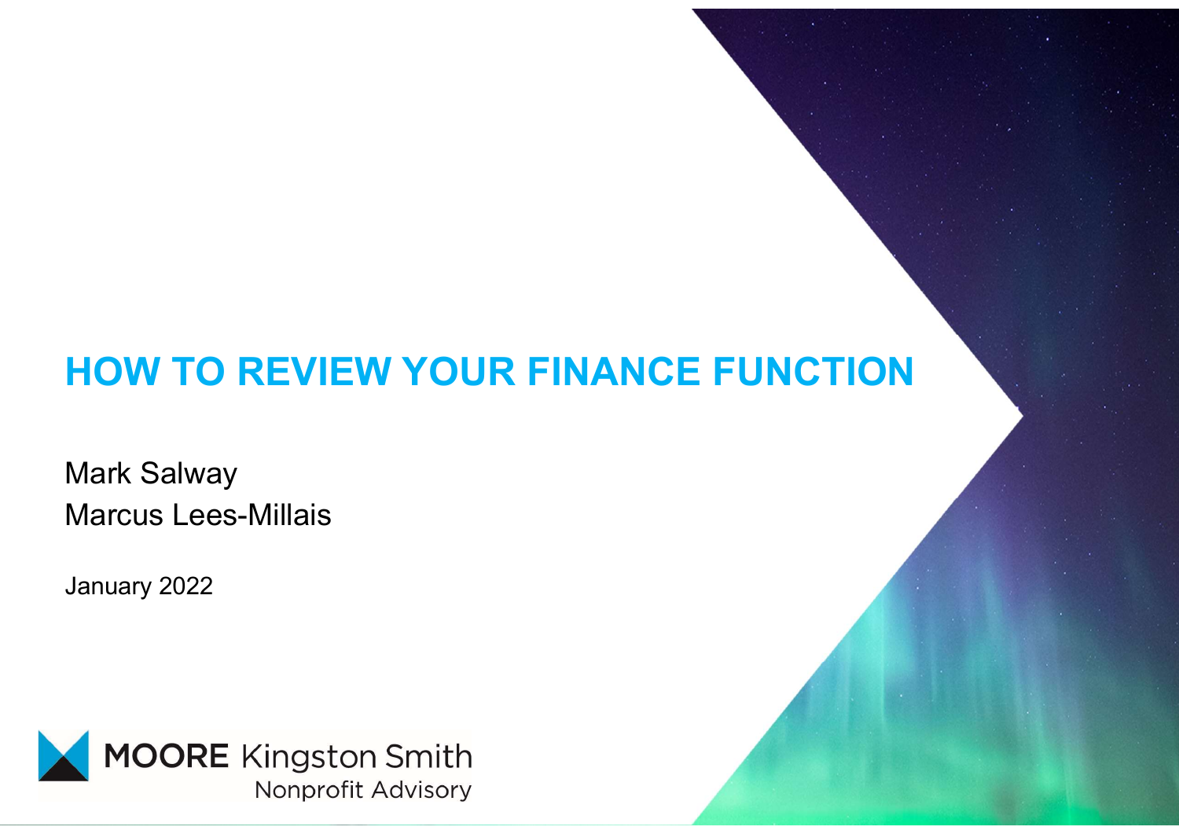# HOW TO REVIEW YOUR FINANCE FUNCTION

Mark Salway
Marcus Lees-Millais

January 2022

MOORE Kingston Smith
Nonprofit Advisory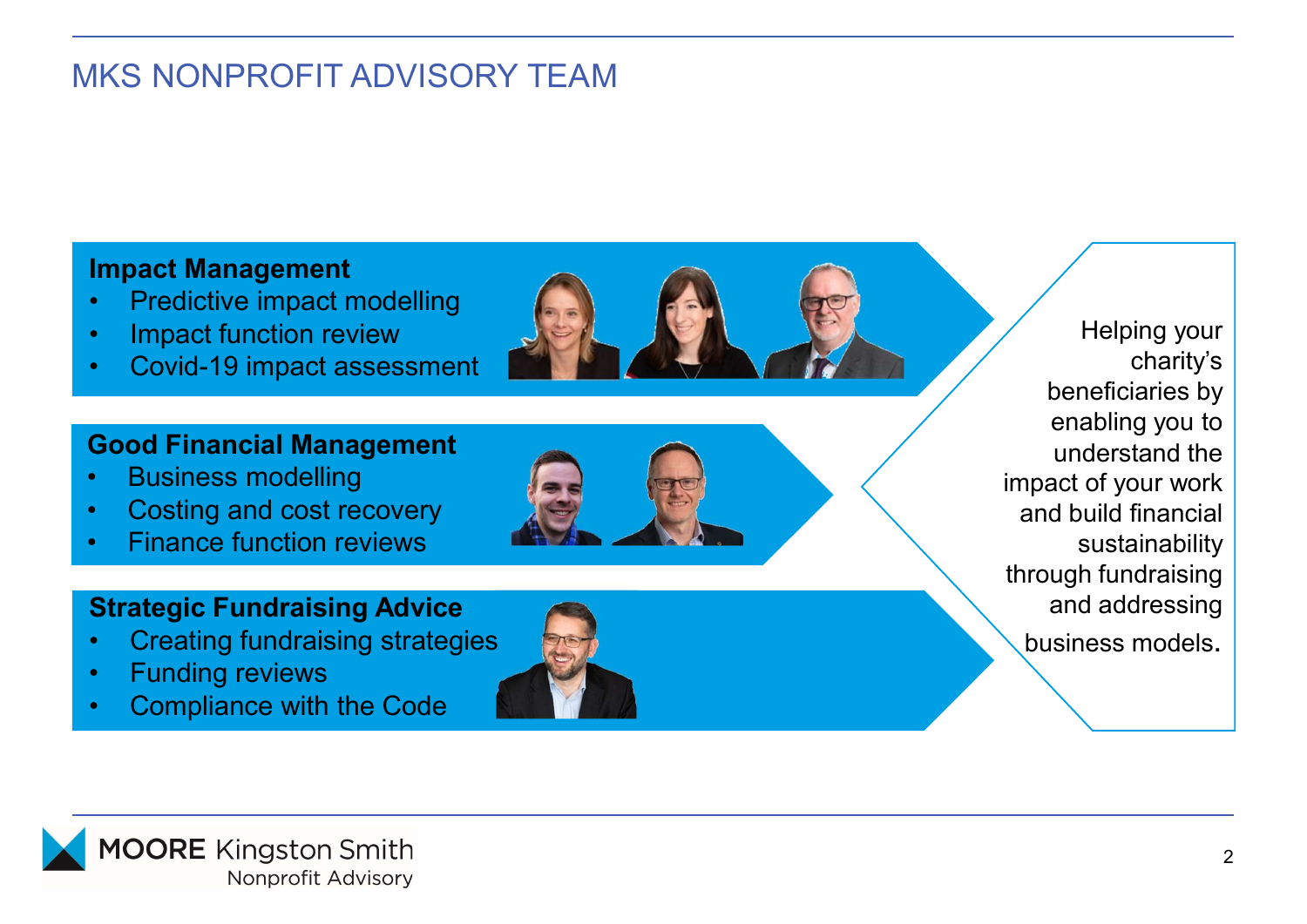# MKS NONPROFIT ADVISORY TEAM

**Impact Management**
- Predictive impact modelling
- Impact function review
- Covid-19 impact assessment

**Good Financial Management**
- Business modelling
- Costing and cost recovery
- Finance function reviews

**Strategic Fundraising Advice**
- Creating fundraising strategies
- Funding reviews
- Compliance with the Code

Helping your charity's beneficiaries by enabling you to understand the impact of your work and build financial sustainability through fundraising and addressing business models.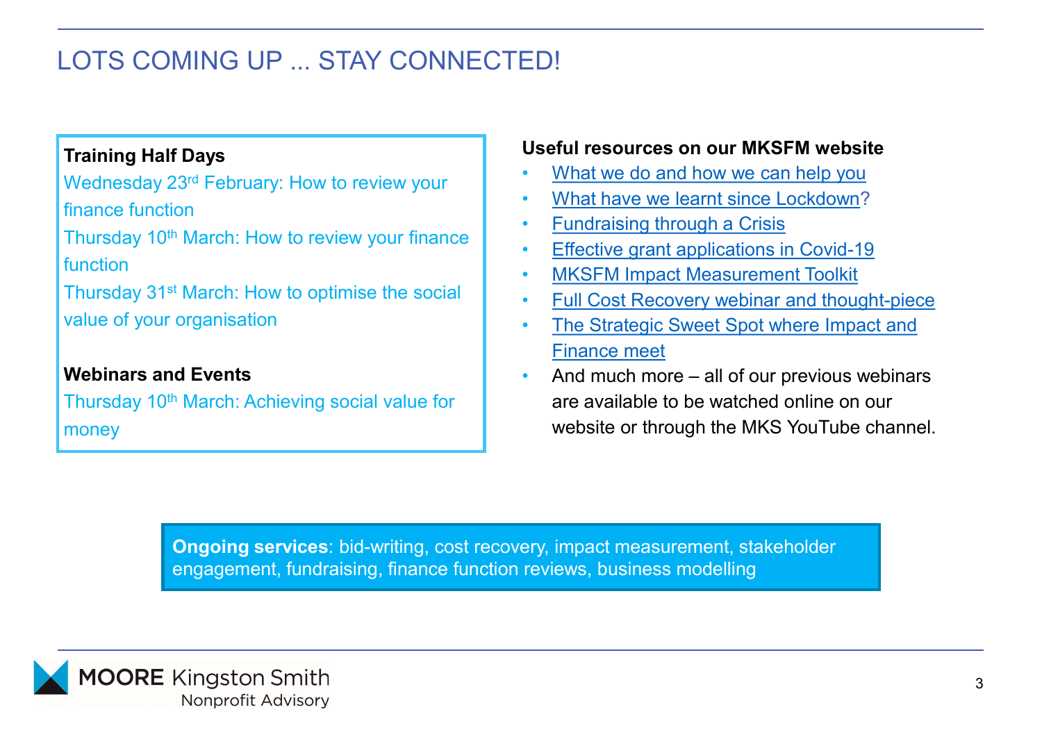# LOTS COMING UP ... STAY CONNECTED!

**Training Half Days**

Wednesday 23rd February: How to review your finance function

Thursday 10th March: How to review your finance function

Thursday 31st March: How to optimise the social value of your organisation

**Webinars and Events**

Thursday 10th March: Achieving social value for money

**Useful resources on our MKSFM website**

- What we do and how we can help you
- What have we learnt since Lockdown?
- Fundraising through a Crisis
- Effective grant applications in Covid-19
- MKSFM Impact Measurement Toolkit
- Full Cost Recovery webinar and thought-piece
- The Strategic Sweet Spot where Impact and Finance meet
- And much more – all of our previous webinars are available to be watched online on our website or through the MKS YouTube channel.

**Ongoing services**: bid-writing, cost recovery, impact measurement, stakeholder engagement, fundraising, finance function reviews, business modelling

MOORE Kingston Smith
Nonprofit Advisory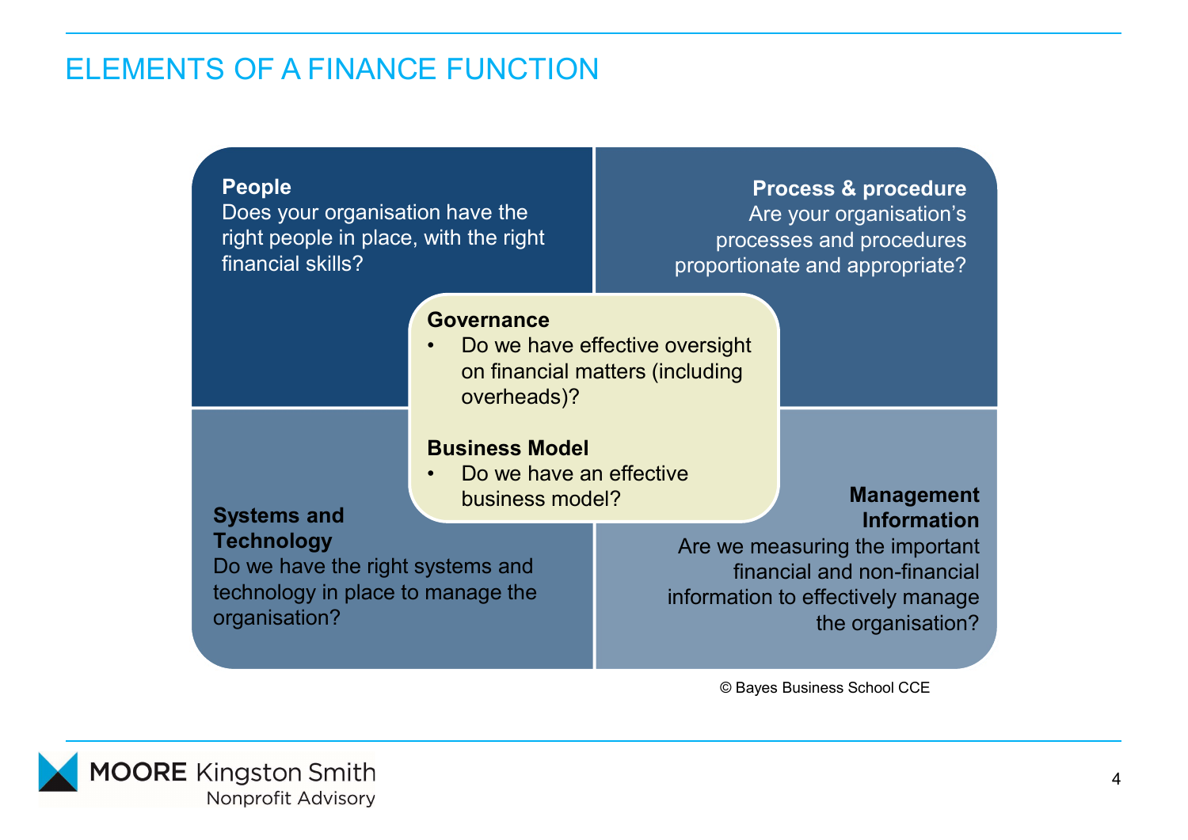# ELEMENTS OF A FINANCE FUNCTION

**People**
Does your organisation have the right people in place, with the right financial skills?

**Process & procedure**
Are your organisation's processes and procedures proportionate and appropriate?

**Governance**
- Do we have effective oversight on financial matters (including overheads)?

**Business Model**
- Do we have an effective business model?

**Systems and Technology**
Do we have the right systems and technology in place to manage the organisation?

**Management Information**
Are we measuring the important financial and non-financial information to effectively manage the organisation?

© Bayes Business School CCE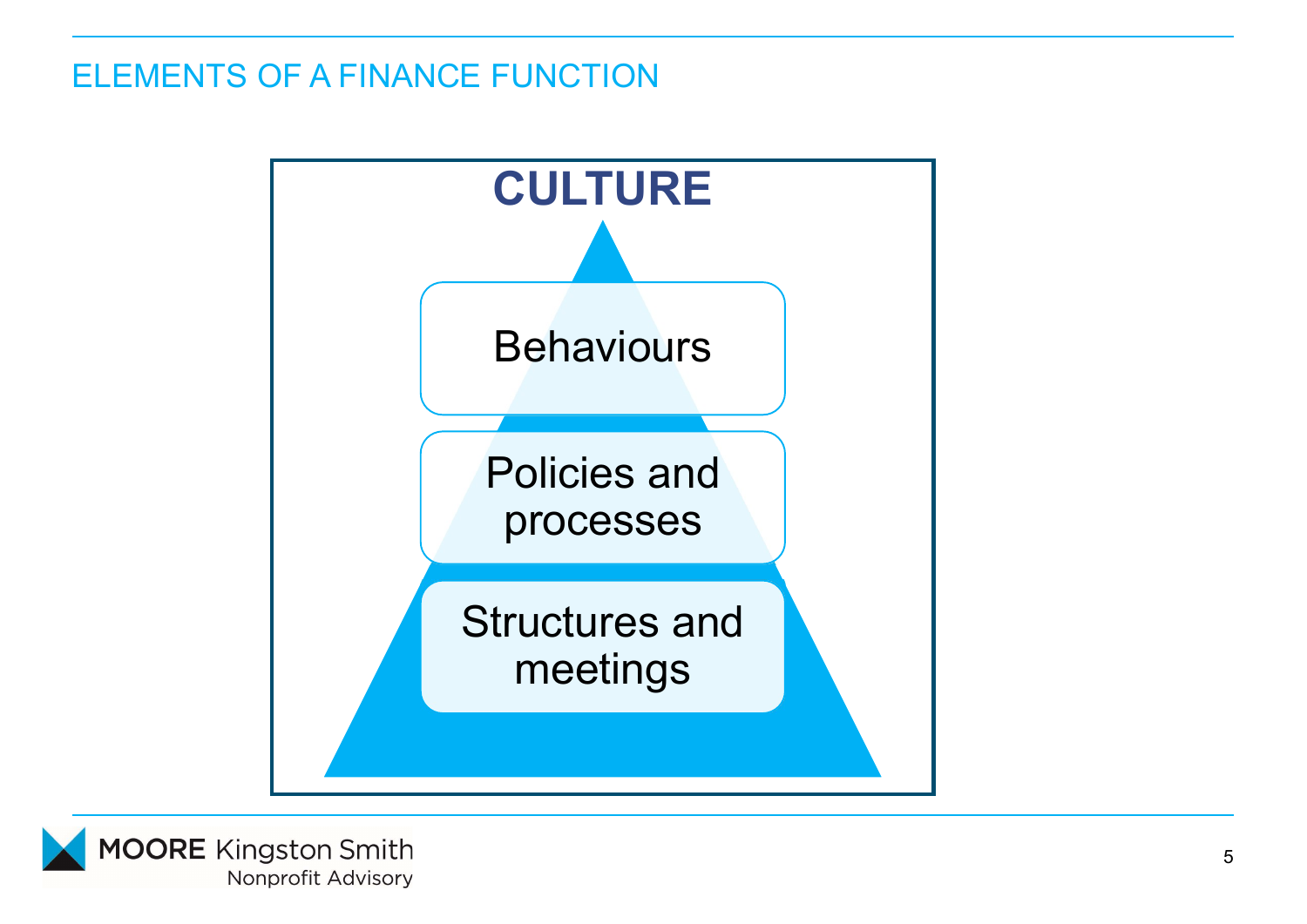# ELEMENTS OF A FINANCE FUNCTION

**CULTURE**

- Behaviours
- Policies and processes
- Structures and meetings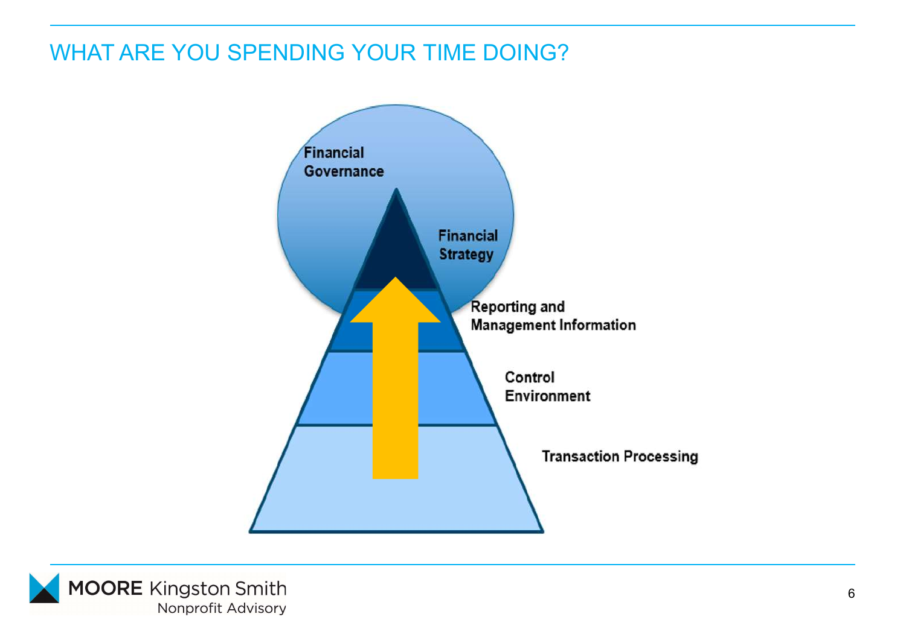# WHAT ARE YOU SPENDING YOUR TIME DOING?

Financial Governance

Financial Strategy

Reporting and Management Information

Control Environment

Transaction Processing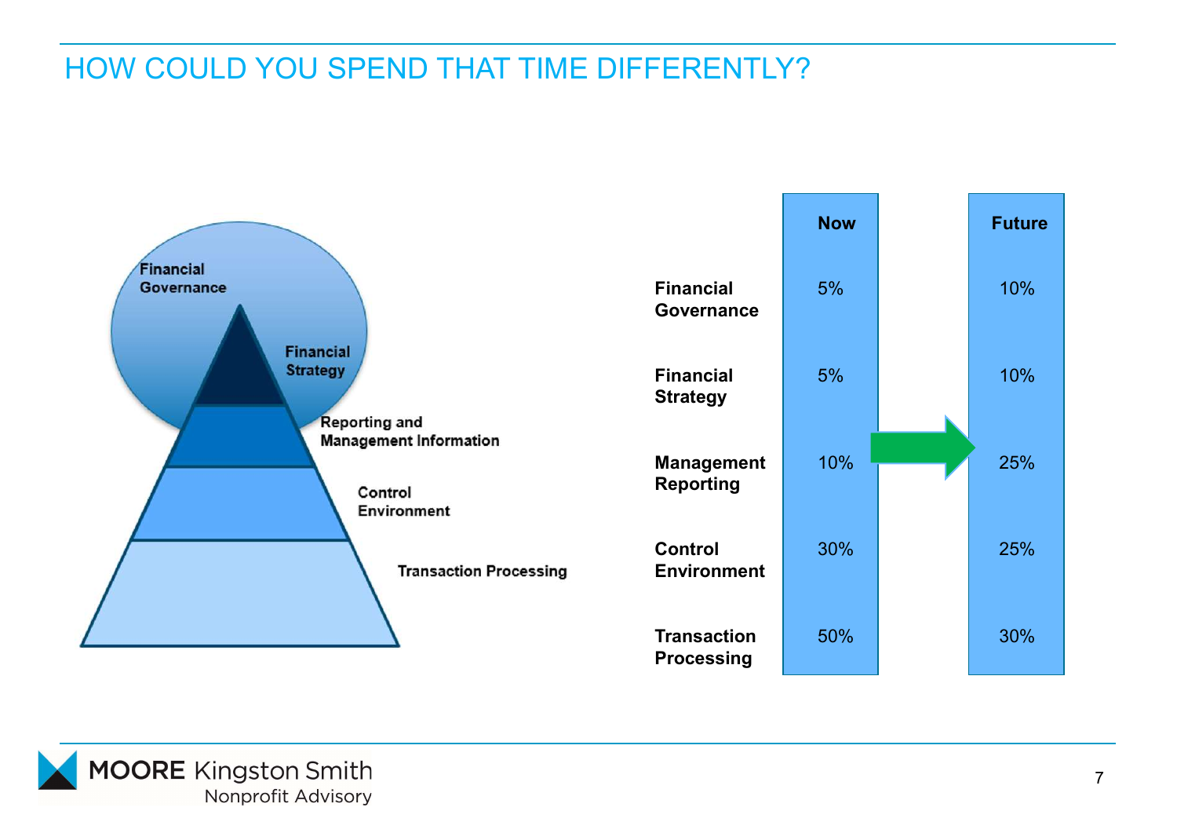# HOW COULD YOU SPEND THAT TIME DIFFERENTLY?

Financial Governance

Financial Strategy

Reporting and Management Information

Control Environment

Transaction Processing

| | Now | Future |
|---|---|---|
| **Financial Governance** | 5% | 10% |
| **Financial Strategy** | 5% | 10% |
| **Management Reporting** | 10% | 25% |
| **Control Environment** | 30% | 25% |
| **Transaction Processing** | 50% | 30% |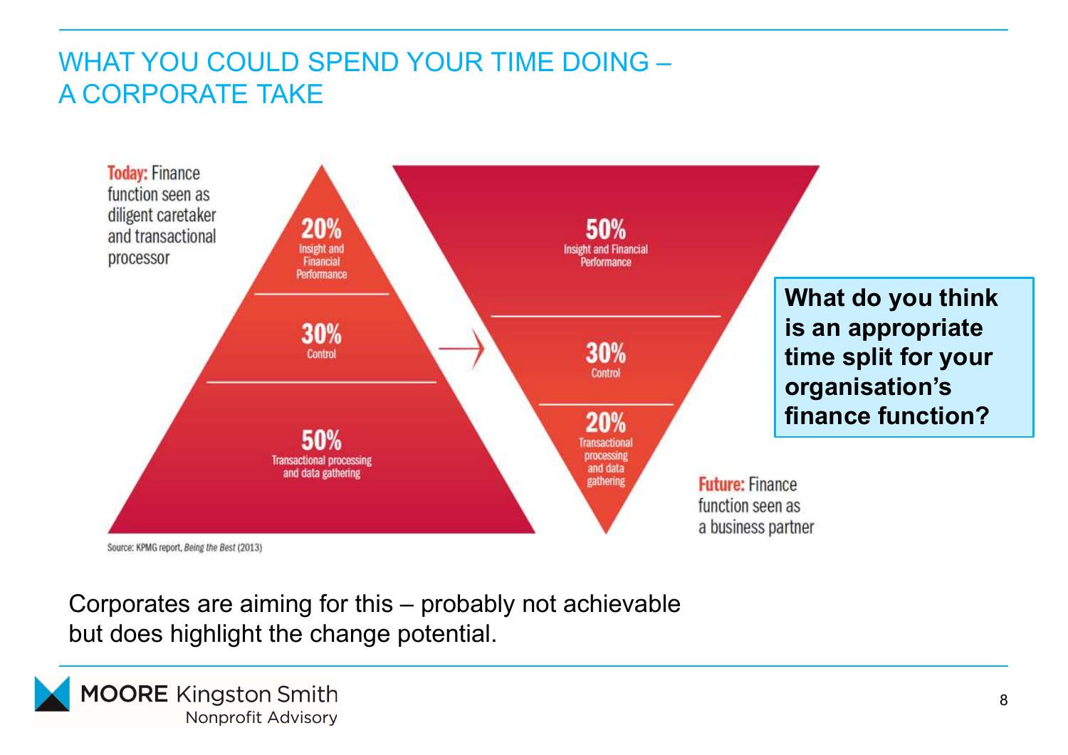# WHAT YOU COULD SPEND YOUR TIME DOING – A CORPORATE TAKE

**Today:** Finance function seen as diligent caretaker and transactional processor

- **20%** Insight and Financial Performance
- **30%** Control
- **50%** Transactional processing and data gathering

→

- **50%** Insight and Financial Performance
- **30%** Control
- **20%** Transactional processing and data gathering

**Future:** Finance function seen as a business partner

Source: KPMG report, *Being the Best* (2013)

**What do you think is an appropriate time split for your organisation's finance function?**

Corporates are aiming for this – probably not achievable but does highlight the change potential.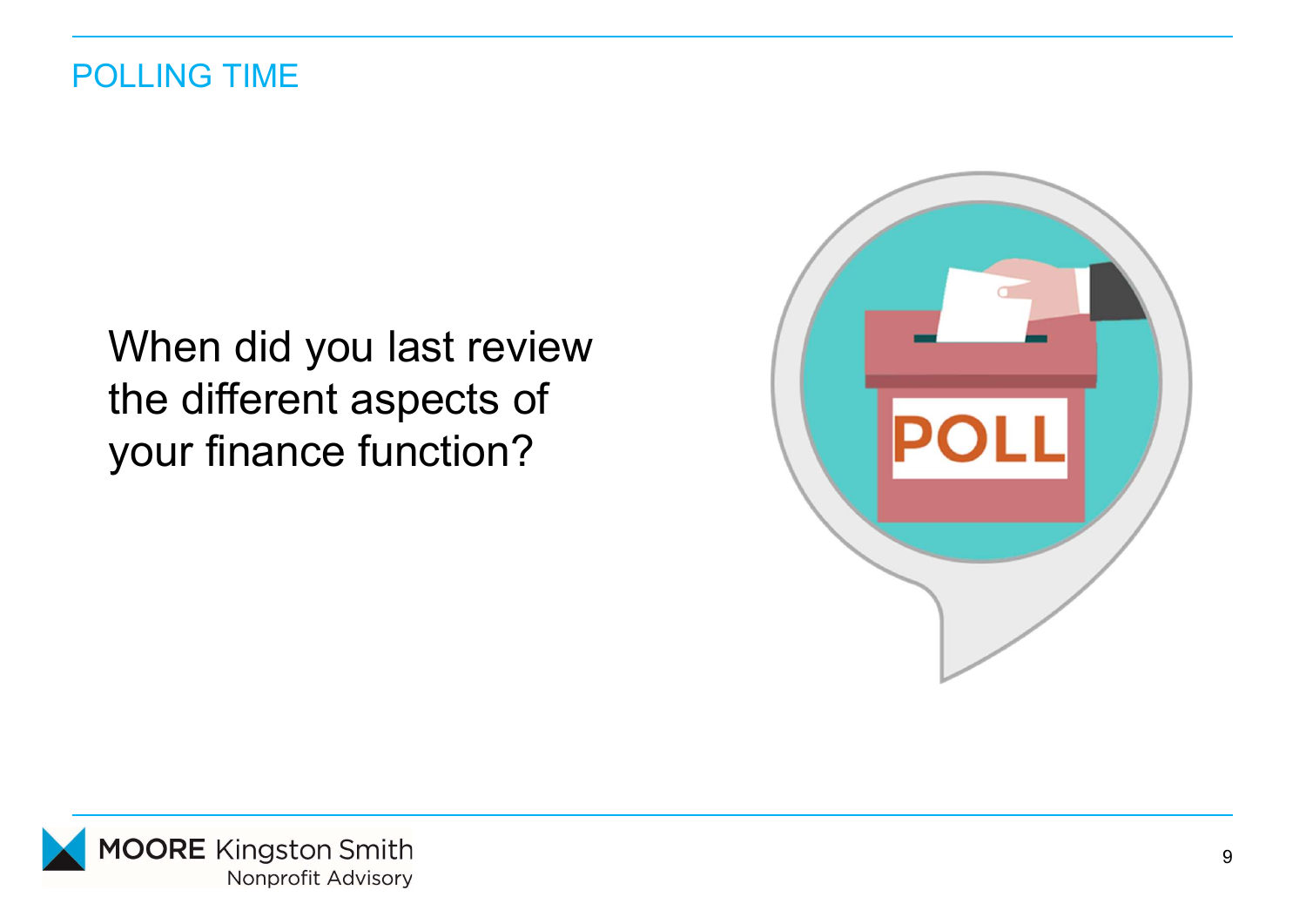# POLLING TIME

When did you last review the different aspects of your finance function?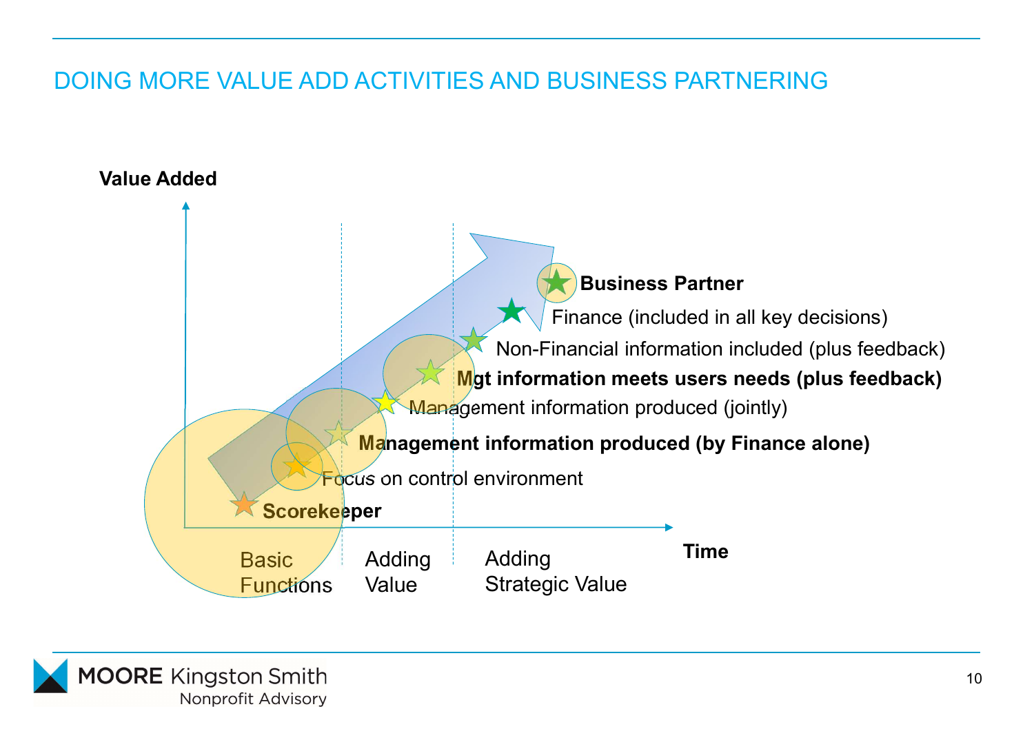# DOING MORE VALUE ADD ACTIVITIES AND BUSINESS PARTNERING

**Value Added**

**Business Partner**

Finance (included in all key decisions)

Non-Financial information included (plus feedback)

**Mgt information meets users needs (plus feedback)**

Management information produced (jointly)

**Management information produced (by Finance alone)**

Focus on control environment

**Scorekeeper**

**Time**

Basic Functions | Adding Value | Adding Strategic Value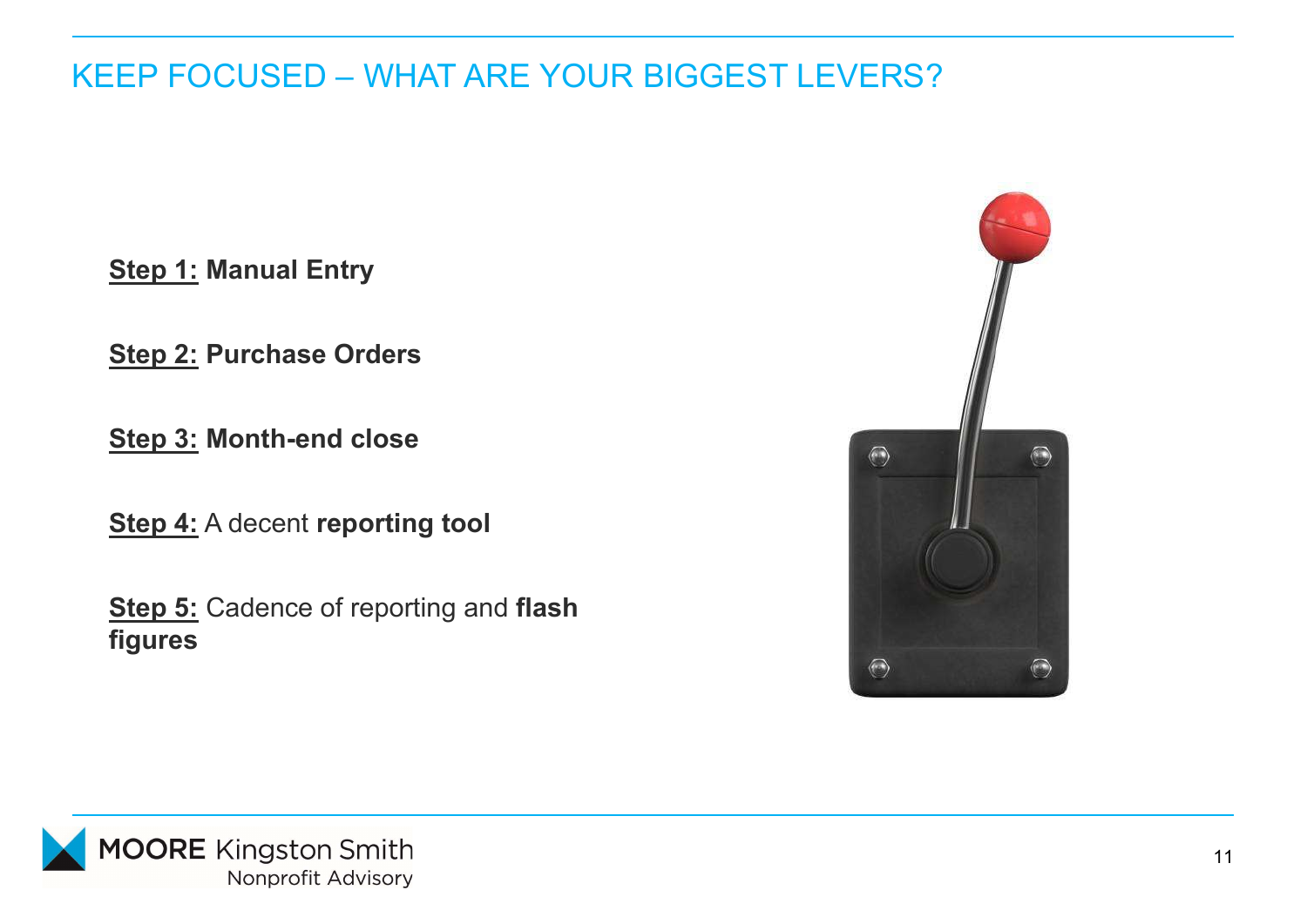## KEEP FOCUSED – WHAT ARE YOUR BIGGEST LEVERS?

**Step 1: Manual Entry**

**Step 2: Purchase Orders**

**Step 3: Month-end close**

**Step 4:** A decent **reporting tool**

**Step 5:** Cadence of reporting and **flash figures**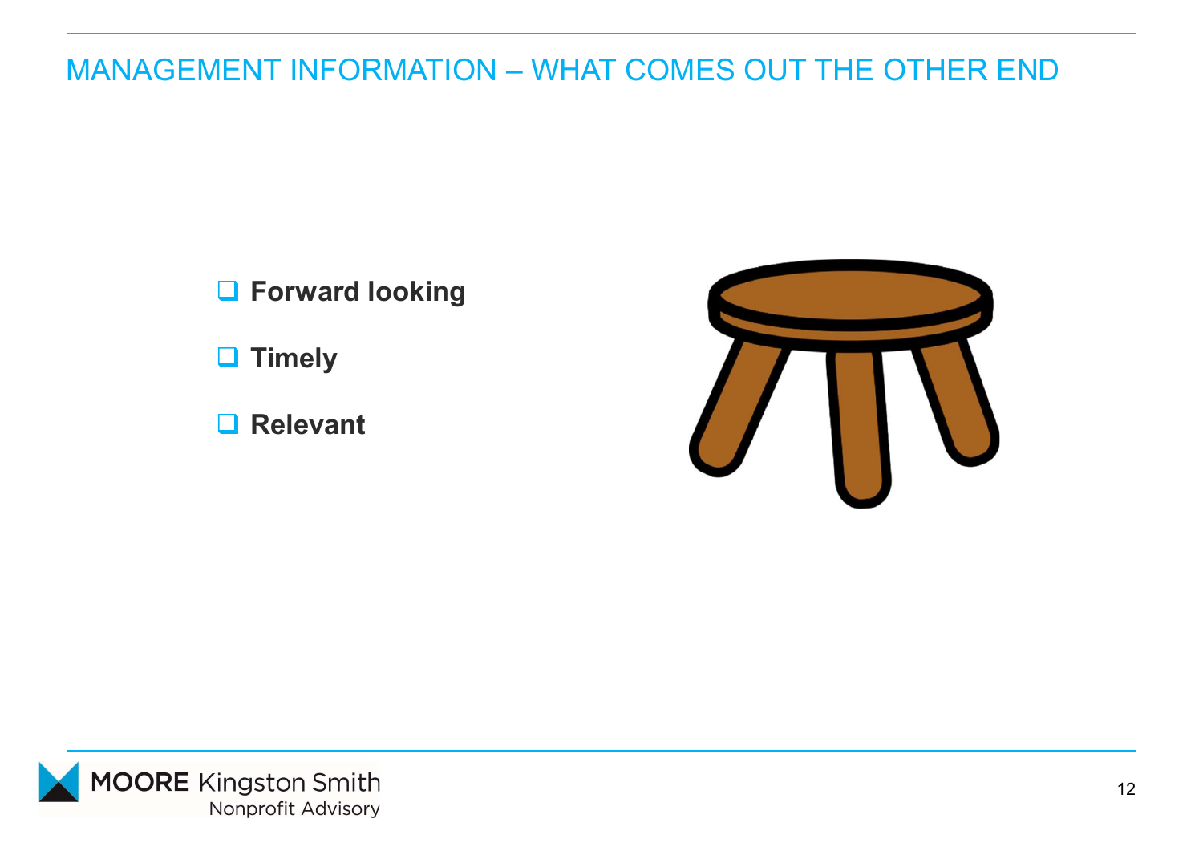# MANAGEMENT INFORMATION – WHAT COMES OUT THE OTHER END

- **Forward looking**
- **Timely**
- **Relevant**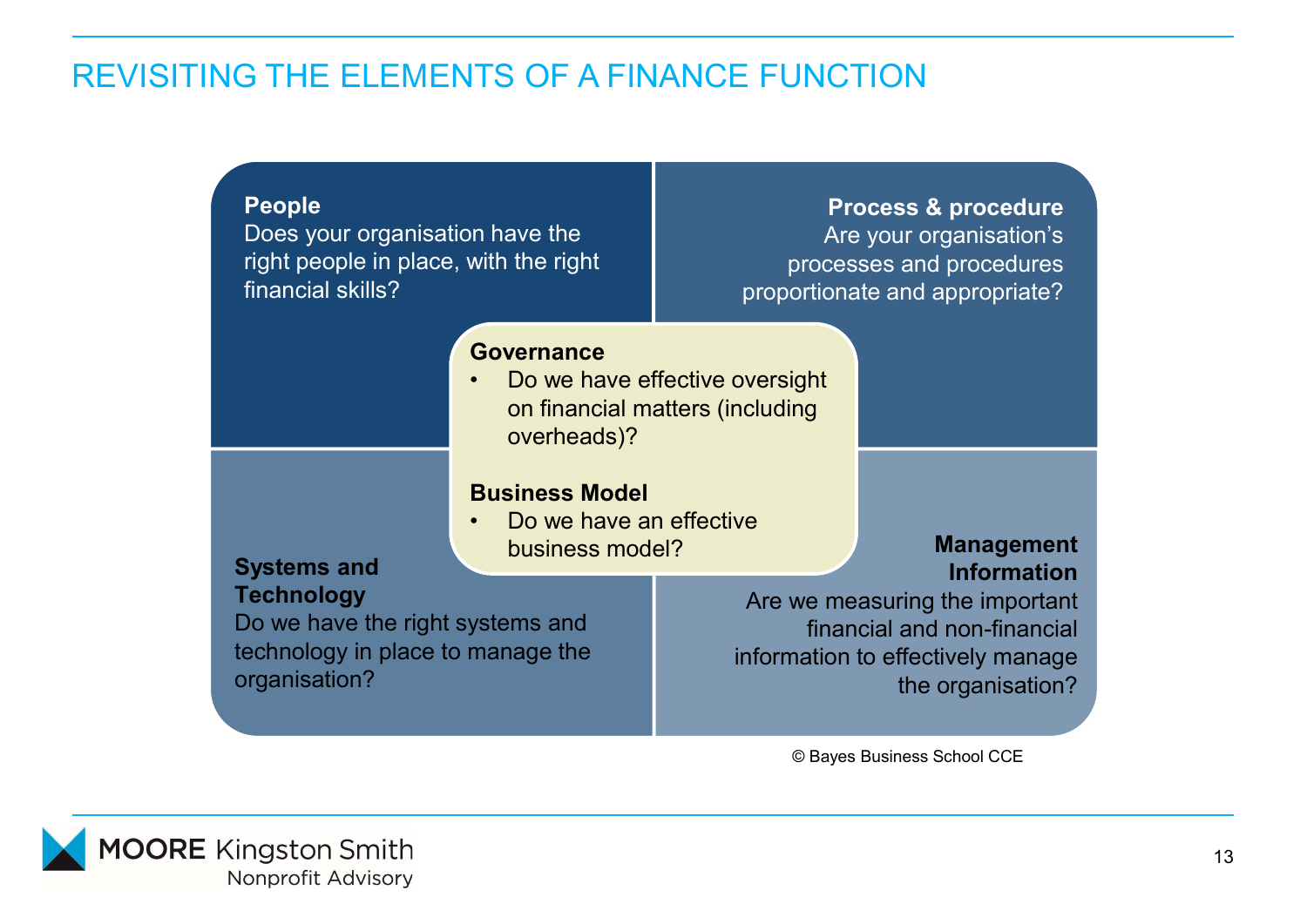# REVISITING THE ELEMENTS OF A FINANCE FUNCTION

**People**
Does your organisation have the right people in place, with the right financial skills?

**Process & procedure**
Are your organisation's processes and procedures proportionate and appropriate?

**Governance**
- Do we have effective oversight on financial matters (including overheads)?

**Business Model**
- Do we have an effective business model?

**Systems and Technology**
Do we have the right systems and technology in place to manage the organisation?

**Management Information**
Are we measuring the important financial and non-financial information to effectively manage the organisation?

© Bayes Business School CCE